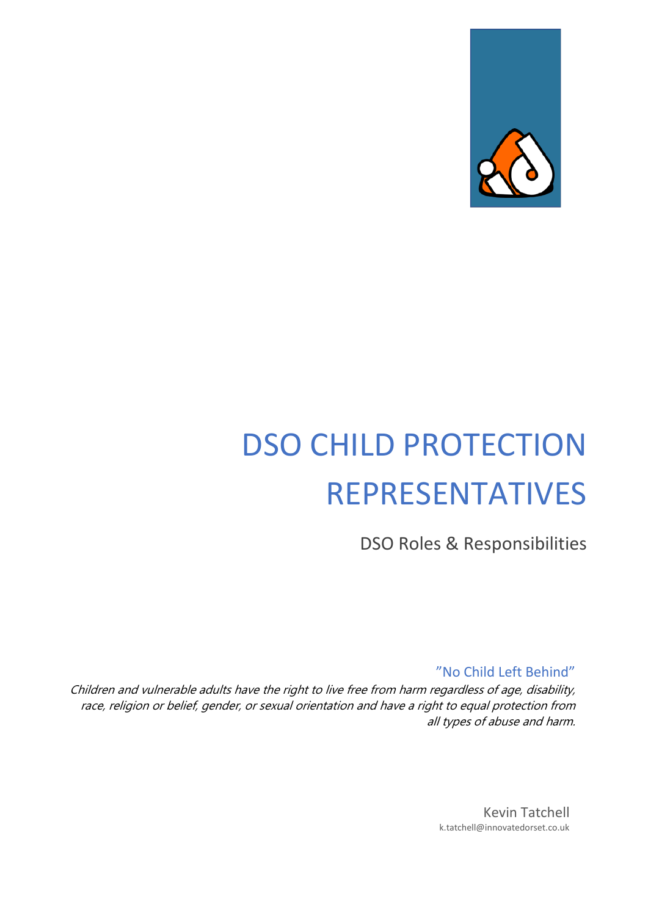# DSO CHILD PROTECTION REPRESENTATIVES

## DSO Roles & Responsibilities

"No Child Left Behind"

*Children and vulnerable adults have the right to live free from harm regardless of age, disability, race, religion or belief, gender, or sexual orientation and have a right to equal protection from all types of abuse and harm.*

Kevin Tatchell
k.tatchell@innovatedorset.co.uk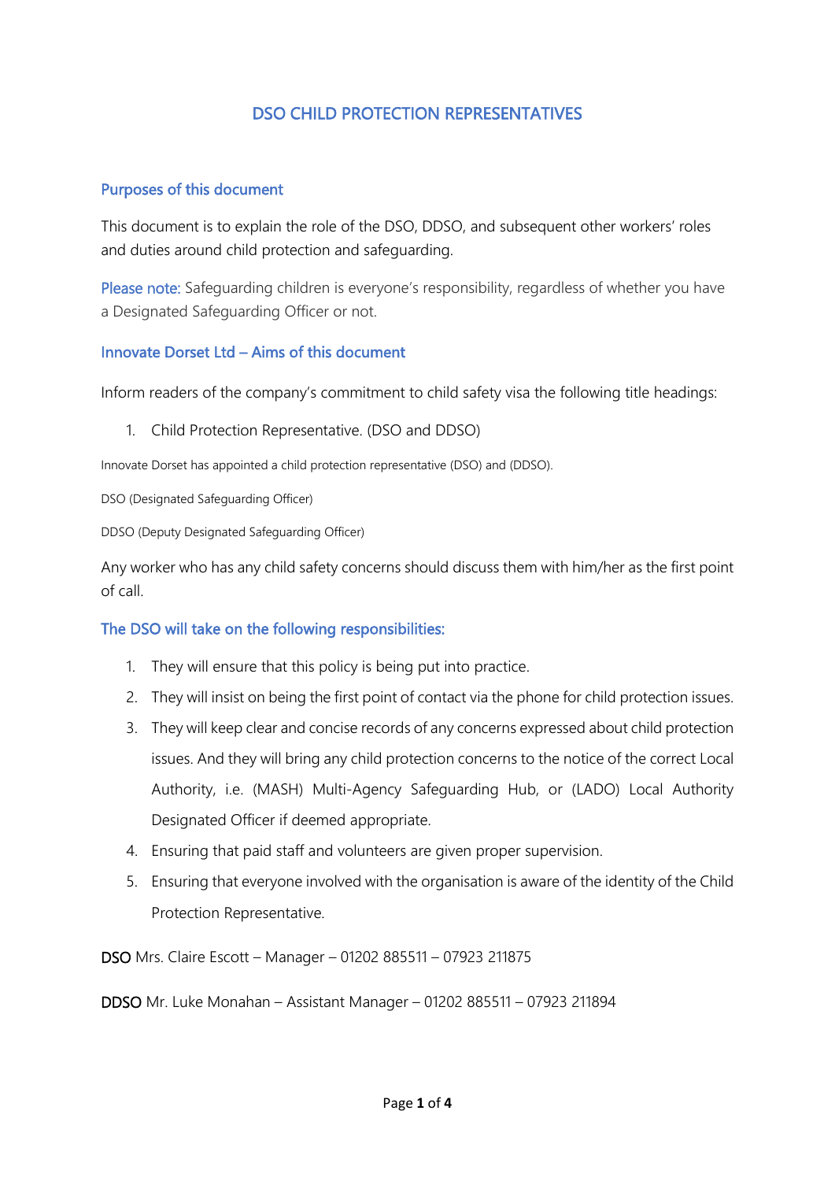# DSO CHILD PROTECTION REPRESENTATIVES

## Purposes of this document

This document is to explain the role of the DSO, DDSO, and subsequent other workers' roles and duties around child protection and safeguarding.

Please note: Safeguarding children is everyone's responsibility, regardless of whether you have a Designated Safeguarding Officer or not.

## Innovate Dorset Ltd – Aims of this document

Inform readers of the company's commitment to child safety visa the following title headings:

1. Child Protection Representative. (DSO and DDSO)

Innovate Dorset has appointed a child protection representative (DSO) and (DDSO).

DSO (Designated Safeguarding Officer)

DDSO (Deputy Designated Safeguarding Officer)

Any worker who has any child safety concerns should discuss them with him/her as the first point of call.

## The DSO will take on the following responsibilities:

1. They will ensure that this policy is being put into practice.
2. They will insist on being the first point of contact via the phone for child protection issues.
3. They will keep clear and concise records of any concerns expressed about child protection issues. And they will bring any child protection concerns to the notice of the correct Local Authority, i.e. (MASH) Multi-Agency Safeguarding Hub, or (LADO) Local Authority Designated Officer if deemed appropriate.
4. Ensuring that paid staff and volunteers are given proper supervision.
5. Ensuring that everyone involved with the organisation is aware of the identity of the Child Protection Representative.

DSO Mrs. Claire Escott – Manager – 01202 885511 – 07923 211875

DDSO Mr. Luke Monahan – Assistant Manager – 01202 885511 – 07923 211894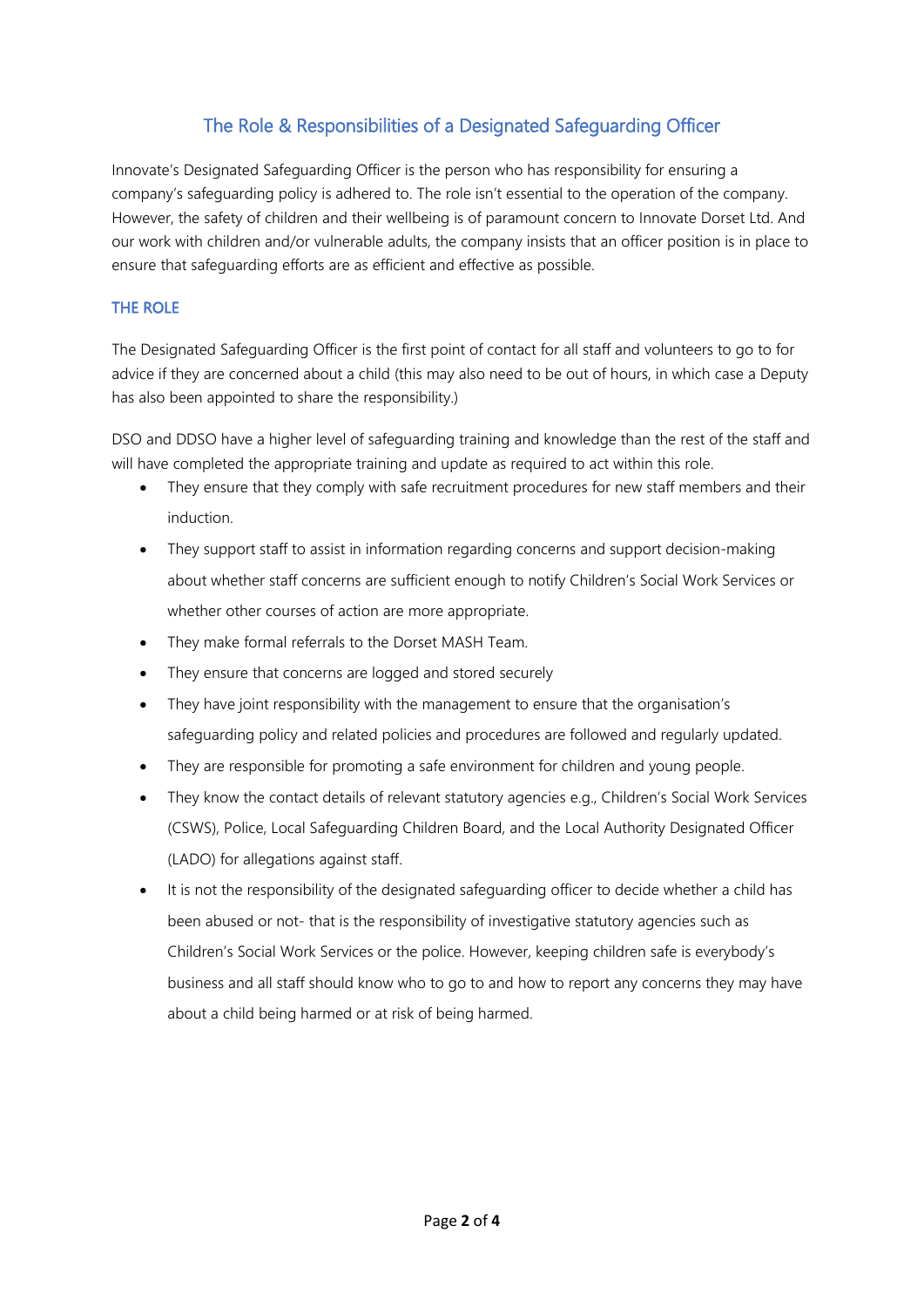## The Role & Responsibilities of a Designated Safeguarding Officer

Innovate's Designated Safeguarding Officer is the person who has responsibility for ensuring a company's safeguarding policy is adhered to. The role isn't essential to the operation of the company. However, the safety of children and their wellbeing is of paramount concern to Innovate Dorset Ltd. And our work with children and/or vulnerable adults, the company insists that an officer position is in place to ensure that safeguarding efforts are as efficient and effective as possible.

### THE ROLE

The Designated Safeguarding Officer is the first point of contact for all staff and volunteers to go to for advice if they are concerned about a child (this may also need to be out of hours, in which case a Deputy has also been appointed to share the responsibility.)

DSO and DDSO have a higher level of safeguarding training and knowledge than the rest of the staff and will have completed the appropriate training and update as required to act within this role.

- They ensure that they comply with safe recruitment procedures for new staff members and their induction.
- They support staff to assist in information regarding concerns and support decision-making about whether staff concerns are sufficient enough to notify Children's Social Work Services or whether other courses of action are more appropriate.
- They make formal referrals to the Dorset MASH Team.
- They ensure that concerns are logged and stored securely
- They have joint responsibility with the management to ensure that the organisation's safeguarding policy and related policies and procedures are followed and regularly updated.
- They are responsible for promoting a safe environment for children and young people.
- They know the contact details of relevant statutory agencies e.g., Children's Social Work Services (CSWS), Police, Local Safeguarding Children Board, and the Local Authority Designated Officer (LADO) for allegations against staff.
- It is not the responsibility of the designated safeguarding officer to decide whether a child has been abused or not- that is the responsibility of investigative statutory agencies such as Children's Social Work Services or the police. However, keeping children safe is everybody's business and all staff should know who to go to and how to report any concerns they may have about a child being harmed or at risk of being harmed.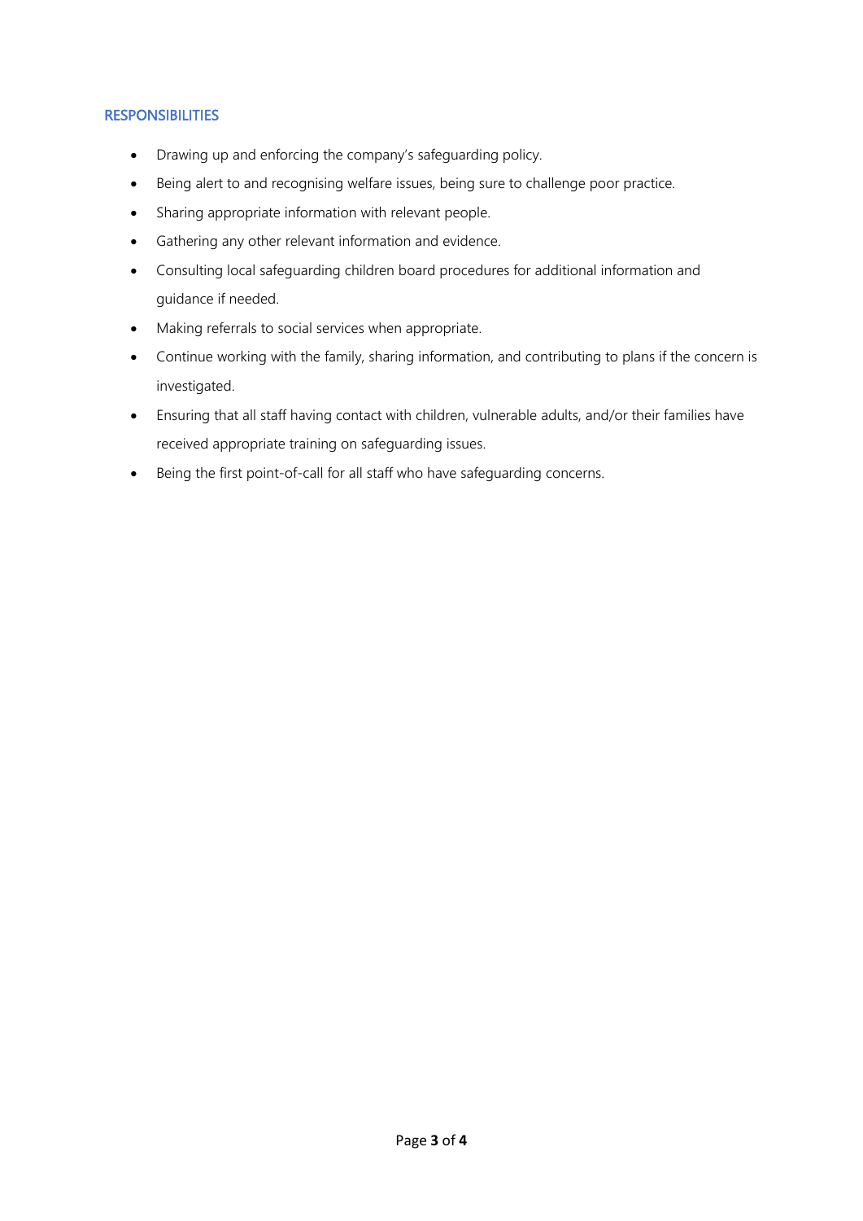## RESPONSIBILITIES

- Drawing up and enforcing the company's safeguarding policy.
- Being alert to and recognising welfare issues, being sure to challenge poor practice.
- Sharing appropriate information with relevant people.
- Gathering any other relevant information and evidence.
- Consulting local safeguarding children board procedures for additional information and guidance if needed.
- Making referrals to social services when appropriate.
- Continue working with the family, sharing information, and contributing to plans if the concern is investigated.
- Ensuring that all staff having contact with children, vulnerable adults, and/or their families have received appropriate training on safeguarding issues.
- Being the first point-of-call for all staff who have safeguarding concerns.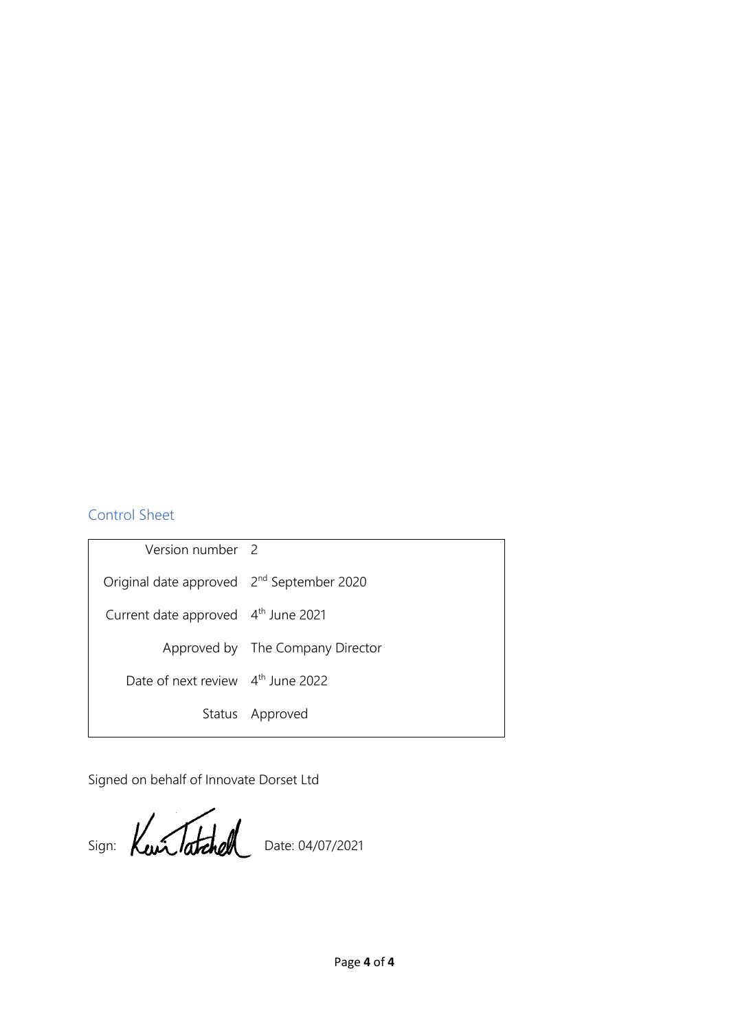## Control Sheet

| | |
|---|---|
| Version number | 2 |
| Original date approved | 2nd September 2020 |
| Current date approved | 4th June 2021 |
| Approved by | The Company Director |
| Date of next review | 4th June 2022 |
| Status | Approved |

Signed on behalf of Innovate Dorset Ltd

Sign: Date: 04/07/2021